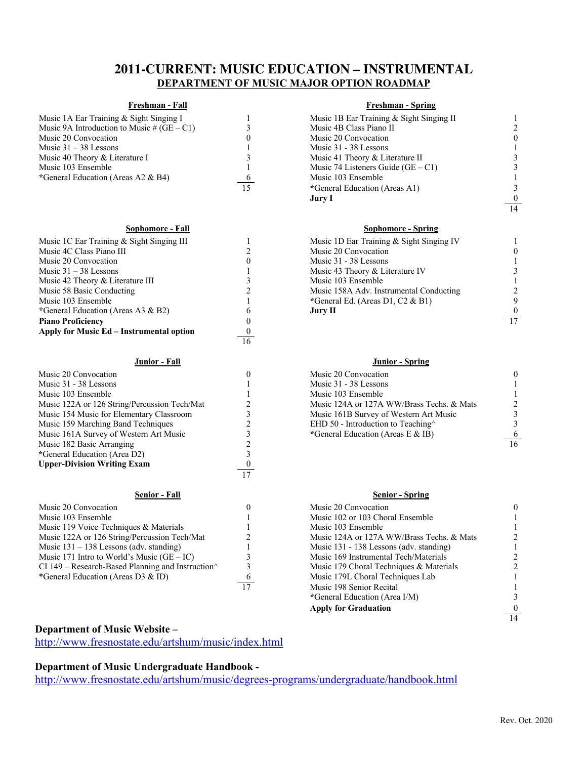# 2011-CURRENT: MUSIC EDUCATION – INSTRUMENTAL

## DEPARTMENT OF MUSIC MAJOR OPTION ROADMAP

### Freshman - Fall

| Course | Units |
|---|---|
| Music 1A Ear Training & Sight Singing I | 1 |
| Music 9A Introduction to Music # (GE – C1) | 3 |
| Music 20 Convocation | 0 |
| Music 31 – 38 Lessons | 1 |
| Music 40 Theory & Literature I | 3 |
| Music 103 Ensemble | 1 |
| *General Education (Areas A2 & B4) | 6 |
| | 15 |

### Freshman - Spring

| Course | Units |
|---|---|
| Music 1B Ear Training & Sight Singing II | 1 |
| Music 4B Class Piano II | 2 |
| Music 20 Convocation | 0 |
| Music 31 - 38 Lessons | 1 |
| Music 41 Theory & Literature II | 3 |
| Music 74 Listeners Guide (GE – C1) | 3 |
| Music 103 Ensemble | 1 |
| *General Education (Areas A1) | 3 |
| **Jury I** | 0 |
| | 14 |

### Sophomore - Fall

| Course | Units |
|---|---|
| Music 1C Ear Training & Sight Singing III | 1 |
| Music 4C Class Piano III | 2 |
| Music 20 Convocation | 0 |
| Music 31 – 38 Lessons | 1 |
| Music 42 Theory & Literature III | 3 |
| Music 58 Basic Conducting | 2 |
| Music 103 Ensemble | 1 |
| *General Education (Areas A3 & B2) | 6 |
| **Piano Proficiency** | 0 |
| **Apply for Music Ed – Instrumental option** | 0 |
| | 16 |

### Sophomore - Spring

| Course | Units |
|---|---|
| Music 1D Ear Training & Sight Singing IV | 1 |
| Music 20 Convocation | 0 |
| Music 31 - 38 Lessons | 1 |
| Music 43 Theory & Literature IV | 3 |
| Music 103 Ensemble | 1 |
| Music 158A Adv. Instrumental Conducting | 2 |
| *General Ed. (Areas D1, C2 & B1) | 9 |
| **Jury II** | 0 |
| | 17 |

### Junior - Fall

| Course | Units |
|---|---|
| Music 20 Convocation | 0 |
| Music 31 - 38 Lessons | 1 |
| Music 103 Ensemble | 1 |
| Music 122A or 126 String/Percussion Tech/Mat | 2 |
| Music 154 Music for Elementary Classroom | 3 |
| Music 159 Marching Band Techniques | 2 |
| Music 161A Survey of Western Art Music | 3 |
| Music 182 Basic Arranging | 2 |
| *General Education (Area D2) | 3 |
| **Upper-Division Writing Exam** | 0 |
| | 17 |

### Junior - Spring

| Course | Units |
|---|---|
| Music 20 Convocation | 0 |
| Music 31 - 38 Lessons | 1 |
| Music 103 Ensemble | 1 |
| Music 124A or 127A WW/Brass Techs. & Mats | 2 |
| Music 161B Survey of Western Art Music | 3 |
| EHD 50 - Introduction to Teaching^ | 3 |
| *General Education (Areas E & IB) | 6 |
| | 16 |

### Senior - Fall

| Course | Units |
|---|---|
| Music 20 Convocation | 0 |
| Music 103 Ensemble | 1 |
| Music 119 Voice Techniques & Materials | 1 |
| Music 122A or 126 String/Percussion Tech/Mat | 2 |
| Music 131 – 138 Lessons (adv. standing) | 1 |
| Music 171 Intro to World's Music (GE – IC) | 3 |
| CI 149 – Research-Based Planning and Instruction^ | 3 |
| *General Education (Areas D3 & ID) | 6 |
| | 17 |

### Senior - Spring

| Course | Units |
|---|---|
| Music 20 Convocation | 0 |
| Music 102 or 103 Choral Ensemble | 1 |
| Music 103 Ensemble | 1 |
| Music 124A or 127A WW/Brass Techs. & Mats | 2 |
| Music 131 - 138 Lessons (adv. standing) | 1 |
| Music 169 Instrumental Tech/Materials | 2 |
| Music 179 Choral Techniques & Materials | 2 |
| Music 179L Choral Techniques Lab | 1 |
| Music 198 Senior Recital | 1 |
| *General Education (Area I/M) | 3 |
| **Apply for Graduation** | 0 |
| | 14 |

**Department of Music Website –**
http://www.fresnostate.edu/artshum/music/index.html

**Department of Music Undergraduate Handbook -**
http://www.fresnostate.edu/artshum/music/degrees-programs/undergraduate/handbook.html

Rev. Oct. 2020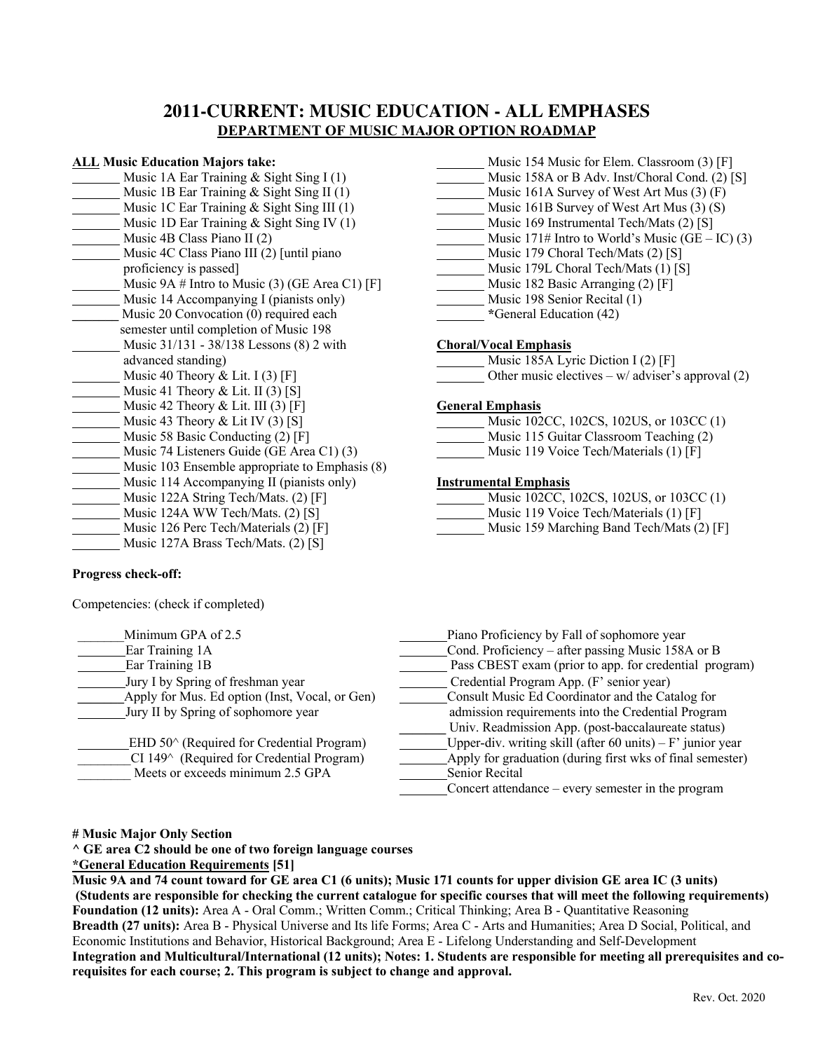# 2011-CURRENT: MUSIC EDUCATION - ALL EMPHASES

## DEPARTMENT OF MUSIC MAJOR OPTION ROADMAP

**ALL Music Education Majors take:**

_______ Music 1A Ear Training & Sight Sing I (1)
_______ Music 1B Ear Training & Sight Sing II (1)
_______ Music 1C Ear Training & Sight Sing III (1)
_______ Music 1D Ear Training & Sight Sing IV (1)
_______ Music 4B Class Piano II (2)
_______ Music 4C Class Piano III (2) [until piano proficiency is passed]
_______ Music 9A # Intro to Music (3) (GE Area C1) [F]
_______ Music 14 Accompanying I (pianists only)
_______ Music 20 Convocation (0) required each semester until completion of Music 198
_______ Music 31/131 - 38/138 Lessons (8) 2 with advanced standing)
_______ Music 40 Theory & Lit. I (3) [F]
_______ Music 41 Theory & Lit. II (3) [S]
_______ Music 42 Theory & Lit. III (3) [F]
_______ Music 43 Theory & Lit IV (3) [S]
_______ Music 58 Basic Conducting (2) [F]
_______ Music 74 Listeners Guide (GE Area C1) (3)
_______ Music 103 Ensemble appropriate to Emphasis (8)
_______ Music 114 Accompanying II (pianists only)
_______ Music 122A String Tech/Mats. (2) [F]
_______ Music 124A WW Tech/Mats. (2) [S]
_______ Music 126 Perc Tech/Materials (2) [F]
_______ Music 127A Brass Tech/Mats. (2) [S]
_______ Music 154 Music for Elem. Classroom (3) [F]
_______ Music 158A or B Adv. Inst/Choral Cond. (2) [S]
_______ Music 161A Survey of West Art Mus (3) (F)
_______ Music 161B Survey of West Art Mus (3) (S)
_______ Music 169 Instrumental Tech/Mats (2) [S]
_______ Music 171# Intro to World's Music (GE – IC) (3)
_______ Music 179 Choral Tech/Mats (2) [S]
_______ Music 179L Choral Tech/Mats (1) [S]
_______ Music 182 Basic Arranging (2) [F]
_______ Music 198 Senior Recital (1)
_______ *General Education (42)

**Choral/Vocal Emphasis**

_______ Music 185A Lyric Diction I (2) [F]
_______ Other music electives – w/ adviser's approval (2)

**General Emphasis**

_______ Music 102CC, 102CS, 102US, or 103CC (1)
_______ Music 115 Guitar Classroom Teaching (2)
_______ Music 119 Voice Tech/Materials (1) [F]

**Instrumental Emphasis**

_______ Music 102CC, 102CS, 102US, or 103CC (1)
_______ Music 119 Voice Tech/Materials (1) [F]
_______ Music 159 Marching Band Tech/Mats (2) [F]

**Progress check-off:**

Competencies: (check if completed)

_______ Minimum GPA of 2.5
_______ Ear Training 1A
_______ Ear Training 1B
_______ Jury I by Spring of freshman year
_______ Apply for Mus. Ed option (Inst, Vocal, or Gen)
_______ Jury II by Spring of sophomore year

_______ EHD 50^ (Required for Credential Program)
_______ CI 149^ (Required for Credential Program)
_______ Meets or exceeds minimum 2.5 GPA

_______ Piano Proficiency by Fall of sophomore year
_______ Cond. Proficiency – after passing Music 158A or B
_______ Pass CBEST exam (prior to app. for credential program)
_______ Credential Program App. (F' senior year)
_______ Consult Music Ed Coordinator and the Catalog for admission requirements into the Credential Program
_______ Univ. Readmission App. (post-baccalaureate status)
_______ Upper-div. writing skill (after 60 units) – F' junior year
_______ Apply for graduation (during first wks of final semester)
_______ Senior Recital
_______ Concert attendance – every semester in the program

**# Music Major Only Section**

**^ GE area C2 should be one of two foreign language courses**

**\*General Education Requirements [51]**

**Music 9A and 74 count toward for GE area C1 (6 units); Music 171 counts for upper division GE area IC (3 units) (Students are responsible for checking the current catalogue for specific courses that will meet the following requirements)**
**Foundation (12 units):** Area A - Oral Comm.; Written Comm.; Critical Thinking; Area B - Quantitative Reasoning
**Breadth (27 units):** Area B - Physical Universe and Its life Forms; Area C - Arts and Humanities; Area D Social, Political, and Economic Institutions and Behavior, Historical Background; Area E - Lifelong Understanding and Self-Development
**Integration and Multicultural/International (12 units); Notes: 1. Students are responsible for meeting all prerequisites and co-requisites for each course; 2. This program is subject to change and approval.**

Rev. Oct. 2020